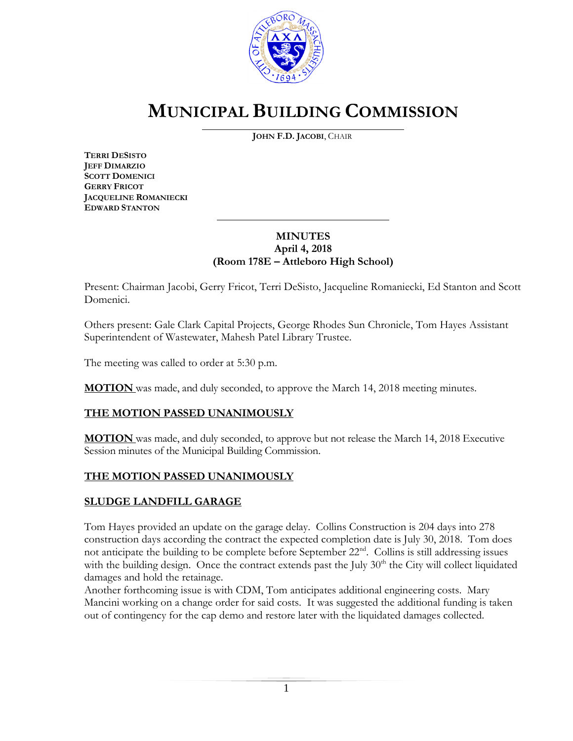// MUNICIPAL BUILDING COMMISSION

**JOHN F.D. JACOBI**, CHAIR

**TERRI DESISTO**
**JEFF DIMARZIO**
**SCOTT DOMENICI**
**GERRY FRICOT**
**JACQUELINE ROMANIECKI**
**EDWARD STANTON**

**MINUTES**
**April 4, 2018**
**(Room 178E – Attleboro High School)**

Present: Chairman Jacobi, Gerry Fricot, Terri DeSisto, Jacqueline Romaniecki, Ed Stanton and Scott Domenici.

Others present: Gale Clark Capital Projects, George Rhodes Sun Chronicle, Tom Hayes Assistant Superintendent of Wastewater, Mahesh Patel Library Trustee.

The meeting was called to order at 5:30 p.m.

**MOTION** was made, and duly seconded, to approve the March 14, 2018 meeting minutes.

**THE MOTION PASSED UNANIMOUSLY**

**MOTION** was made, and duly seconded, to approve but not release the March 14, 2018 Executive Session minutes of the Municipal Building Commission.

**THE MOTION PASSED UNANIMOUSLY**

**SLUDGE LANDFILL GARAGE**

Tom Hayes provided an update on the garage delay. Collins Construction is 204 days into 278 construction days according the contract the expected completion date is July 30, 2018. Tom does not anticipate the building to be complete before September 22nd. Collins is still addressing issues with the building design. Once the contract extends past the July 30th the City will collect liquidated damages and hold the retainage.
Another forthcoming issue is with CDM, Tom anticipates additional engineering costs. Mary Mancini working on a change order for said costs. It was suggested the additional funding is taken out of contingency for the cap demo and restore later with the liquidated damages collected.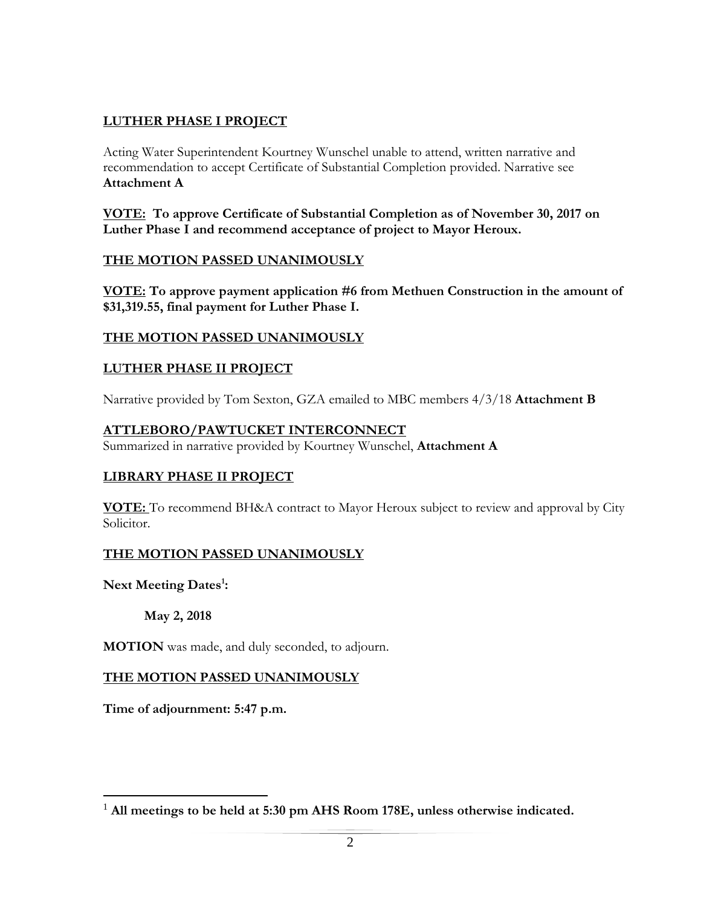## <u>LUTHER PHASE I PROJECT</u>

Acting Water Superintendent Kourtney Wunschel unable to attend, written narrative and recommendation to accept Certificate of Substantial Completion provided. Narrative see **Attachment A**

**<u>VOTE:</u> To approve Certificate of Substantial Completion as of November 30, 2017 on Luther Phase I and recommend acceptance of project to Mayor Heroux.**

**<u>THE MOTION PASSED UNANIMOUSLY</u>**

**<u>VOTE:</u> To approve payment application #6 from Methuen Construction in the amount of $31,319.55, final payment for Luther Phase I.**

**<u>THE MOTION PASSED UNANIMOUSLY</u>**

## <u>LUTHER PHASE II PROJECT</u>

Narrative provided by Tom Sexton, GZA emailed to MBC members 4/3/18 **Attachment B**

## <u>ATTLEBORO/PAWTUCKET INTERCONNECT</u>

Summarized in narrative provided by Kourtney Wunschel, **Attachment A**

## <u>LIBRARY PHASE II PROJECT</u>

**<u>VOTE:</u>** To recommend BH&A contract to Mayor Heroux subject to review and approval by City Solicitor.

**<u>THE MOTION PASSED UNANIMOUSLY</u>**

**Next Meeting Dates[1]:**

**May 2, 2018**

**MOTION** was made, and duly seconded, to adjourn.

**<u>THE MOTION PASSED UNANIMOUSLY</u>**

**Time of adjournment: 5:47 p.m.**

---

[1] **All meetings to be held at 5:30 pm AHS Room 178E, unless otherwise indicated.**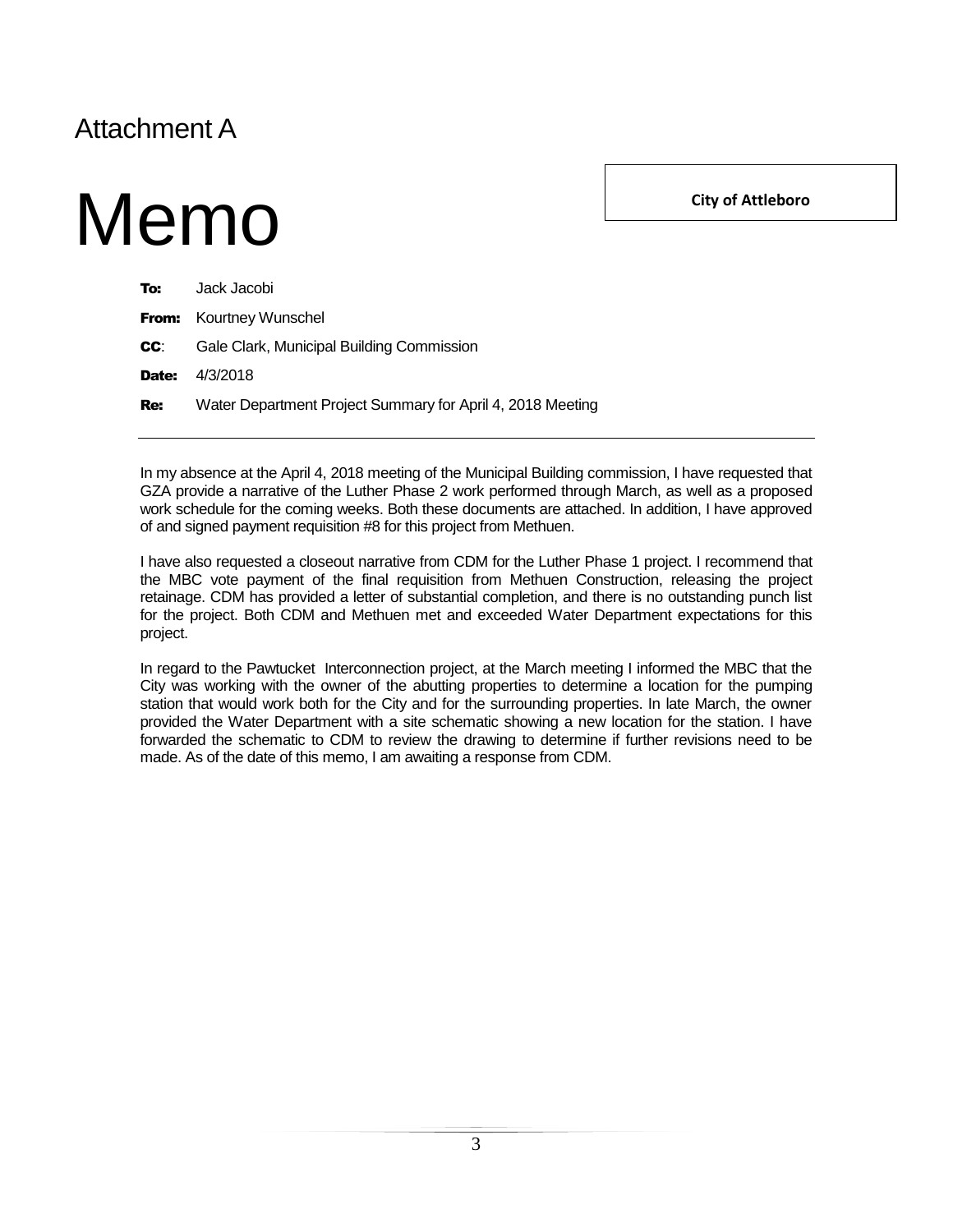Attachment A

# Memo

**City of Attleboro**

**To:** Jack Jacobi

**From:** Kourtney Wunschel

**CC**: Gale Clark, Municipal Building Commission

**Date:** 4/3/2018

**Re:** Water Department Project Summary for April 4, 2018 Meeting

---

In my absence at the April 4, 2018 meeting of the Municipal Building commission, I have requested that GZA provide a narrative of the Luther Phase 2 work performed through March, as well as a proposed work schedule for the coming weeks. Both these documents are attached. In addition, I have approved of and signed payment requisition #8 for this project from Methuen.

I have also requested a closeout narrative from CDM for the Luther Phase 1 project. I recommend that the MBC vote payment of the final requisition from Methuen Construction, releasing the project retainage. CDM has provided a letter of substantial completion, and there is no outstanding punch list for the project. Both CDM and Methuen met and exceeded Water Department expectations for this project.

In regard to the Pawtucket Interconnection project, at the March meeting I informed the MBC that the City was working with the owner of the abutting properties to determine a location for the pumping station that would work both for the City and for the surrounding properties. In late March, the owner provided the Water Department with a site schematic showing a new location for the station. I have forwarded the schematic to CDM to review the drawing to determine if further revisions need to be made. As of the date of this memo, I am awaiting a response from CDM.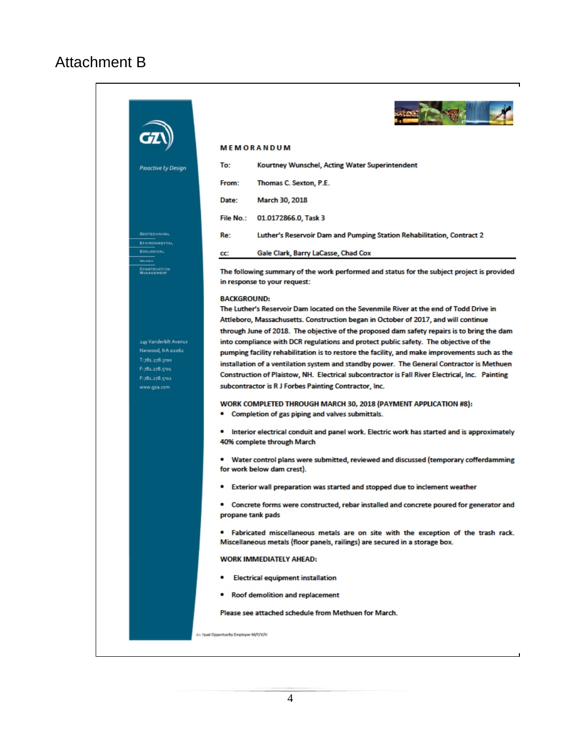# Attachment B

GZA

*Proactive by Design*

GEOTECHNICAL
ENVIRONMENTAL
ECOLOGICAL
WATER
CONSTRUCTION MANAGEMENT

249 Vanderbilt Avenue
Norwood, MA 02062
T: 781.278.3700
F: 781.278.5701
F: 781.278.5702
www.gza.com

**MEMORANDUM**

| | |
|---|---|
| **To:** | Kourtney Wunschel, Acting Water Superintendent |
| **From:** | Thomas C. Sexton, P.E. |
| **Date:** | March 30, 2018 |
| **File No.:** | 01.0172866.0, Task 3 |
| **Re:** | Luther's Reservoir Dam and Pumping Station Rehabilitation, Contract 2 |
| **cc:** | Gale Clark, Barry LaCasse, Chad Cox |

The following summary of the work performed and status for the subject project is provided in response to your request:

**BACKGROUND:**

The Luther's Reservoir Dam located on the Sevenmile River at the end of Todd Drive in Attleboro, Massachusetts. Construction began in October of 2017, and will continue through June of 2018. The objective of the proposed dam safety repairs is to bring the dam into compliance with DCR regulations and protect public safety. The objective of the pumping facility rehabilitation is to restore the facility, and make improvements such as the installation of a ventilation system and standby power. The General Contractor is Methuen Construction of Plaistow, NH. Electrical subcontractor is Fall River Electrical, Inc. Painting subcontractor is R J Forbes Painting Contractor, Inc.

**WORK COMPLETED THROUGH MARCH 30, 2018 (PAYMENT APPLICATION #8):**

- Completion of gas piping and valves submittals.
- Interior electrical conduit and panel work. Electric work has started and is approximately 40% complete through March
- Water control plans were submitted, reviewed and discussed (temporary cofferdamming for work below dam crest).
- Exterior wall preparation was started and stopped due to inclement weather
- Concrete forms were constructed, rebar installed and concrete poured for generator and propane tank pads
- Fabricated miscellaneous metals are on site with the exception of the trash rack. Miscellaneous metals (floor panels, railings) are secured in a storage box.

**WORK IMMEDIATELY AHEAD:**

- Electrical equipment installation
- Roof demolition and replacement

Please see attached schedule from Methuen for March.

An Equal Opportunity Employer M/F/V/H